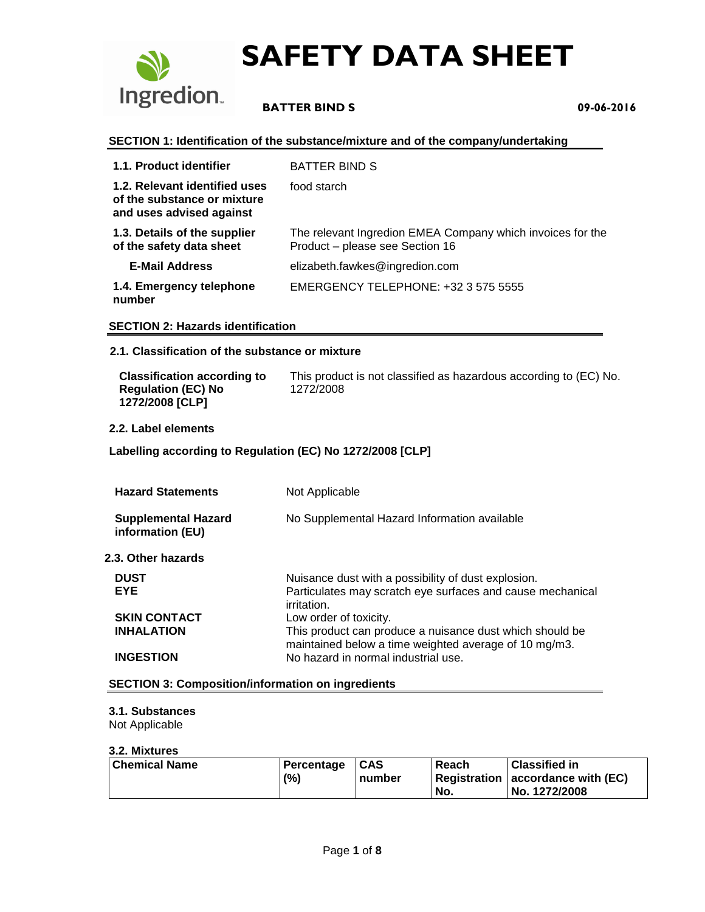# SAFETY DATA SHEET

**BATTER BIND S** **09-06-2016**

## SECTION 1: Identification of the substance/mixture and of the company/undertaking

| | |
|---|---|
| **1.1. Product identifier** | BATTER BIND S |
| **1.2. Relevant identified uses of the substance or mixture and uses advised against** | food starch |
| **1.3. Details of the supplier of the safety data sheet** | The relevant Ingredion EMEA Company which invoices for the Product – please see Section 16 |
| **E-Mail Address** | elizabeth.fawkes@ingredion.com |
| **1.4. Emergency telephone number** | EMERGENCY TELEPHONE: +32 3 575 5555 |

## SECTION 2: Hazards identification

### 2.1. Classification of the substance or mixture

| | |
|---|---|
| **Classification according to Regulation (EC) No 1272/2008 [CLP]** | This product is not classified as hazardous according to (EC) No. 1272/2008 |

### 2.2. Label elements

**Labelling according to Regulation (EC) No 1272/2008 [CLP]**

| | |
|---|---|
| **Hazard Statements** | Not Applicable |
| **Supplemental Hazard information (EU)** | No Supplemental Hazard Information available |

### 2.3. Other hazards

| | |
|---|---|
| **DUST** | Nuisance dust with a possibility of dust explosion. |
| **EYE** | Particulates may scratch eye surfaces and cause mechanical irritation. |
| **SKIN CONTACT** | Low order of toxicity. |
| **INHALATION** | This product can produce a nuisance dust which should be maintained below a time weighted average of 10 mg/m3. |
| **INGESTION** | No hazard in normal industrial use. |

## SECTION 3: Composition/information on ingredients

### 3.1. Substances

Not Applicable

### 3.2. Mixtures

| Chemical Name | Percentage (%) | CAS number | Reach Registration No. | Classified in accordance with (EC) No. 1272/2008 |
|---|---|---|---|---|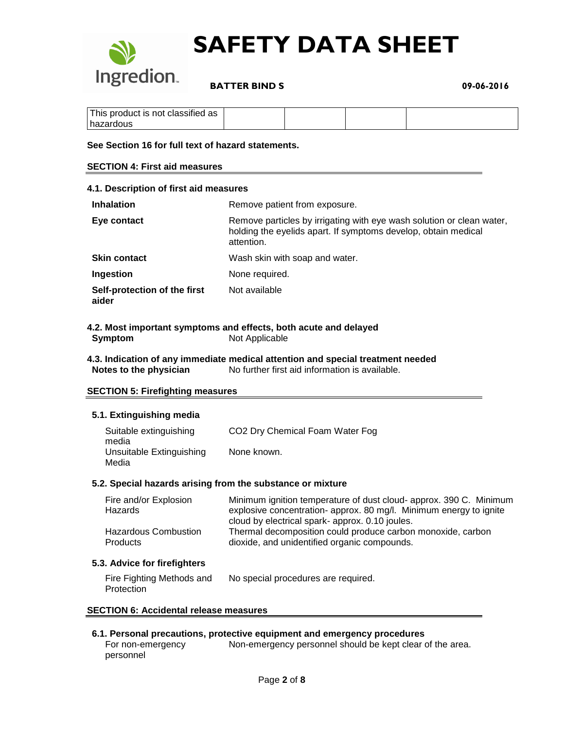| This product is not classified as hazardous | | | | |
|---|---|---|---|---|

**See Section 16 for full text of hazard statements.**

## SECTION 4: First aid measures

### 4.1. Description of first aid measures

| | |
|---|---|
| **Inhalation** | Remove patient from exposure. |
| **Eye contact** | Remove particles by irrigating with eye wash solution or clean water, holding the eyelids apart. If symptoms develop, obtain medical attention. |
| **Skin contact** | Wash skin with soap and water. |
| **Ingestion** | None required. |
| **Self-protection of the first aider** | Not available |

### 4.2. Most important symptoms and effects, both acute and delayed

| | |
|---|---|
| **Symptom** | Not Applicable |

### 4.3. Indication of any immediate medical attention and special treatment needed

| | |
|---|---|
| **Notes to the physician** | No further first aid information is available. |

## SECTION 5: Firefighting measures

### 5.1. Extinguishing media

| | |
|---|---|
| Suitable extinguishing media | $CO_2$ Dry Chemical Foam Water Fog |
| Unsuitable Extinguishing Media | None known. |

### 5.2. Special hazards arising from the substance or mixture

| | |
|---|---|
| Fire and/or Explosion Hazards | Minimum ignition temperature of dust cloud- approx. 390 C. Minimum explosive concentration- approx. 80 mg/l. Minimum energy to ignite cloud by electrical spark- approx. 0.10 joules. |
| Hazardous Combustion Products | Thermal decomposition could produce carbon monoxide, carbon dioxide, and unidentified organic compounds. |

### 5.3. Advice for firefighters

| | |
|---|---|
| Fire Fighting Methods and Protection | No special procedures are required. |

## SECTION 6: Accidental release measures

### 6.1. Personal precautions, protective equipment and emergency procedures

| | |
|---|---|
| For non-emergency personnel | Non-emergency personnel should be kept clear of the area. |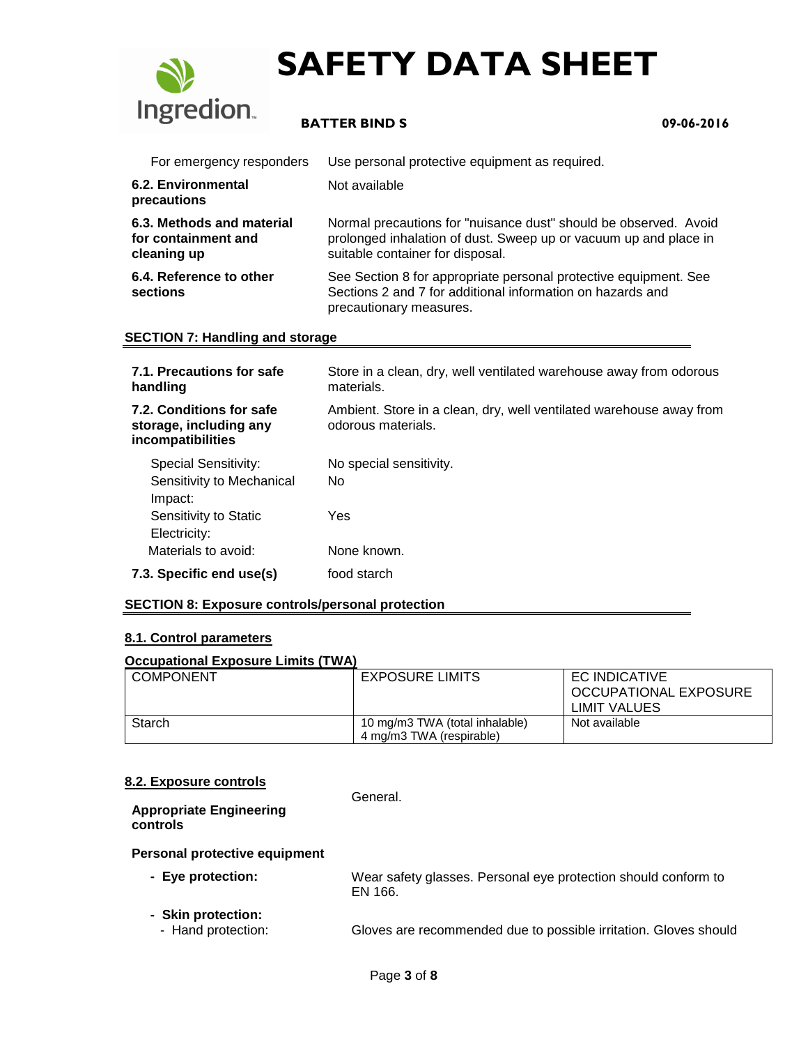| | |
|---|---|
| For emergency responders | Use personal protective equipment as required. |
| **6.2. Environmental precautions** | Not available |
| **6.3. Methods and material for containment and cleaning up** | Normal precautions for "nuisance dust" should be observed. Avoid prolonged inhalation of dust. Sweep up or vacuum up and place in suitable container for disposal. |
| **6.4. Reference to other sections** | See Section 8 for appropriate personal protective equipment. See Sections 2 and 7 for additional information on hazards and precautionary measures. |

## SECTION 7: Handling and storage

| | |
|---|---|
| **7.1. Precautions for safe handling** | Store in a clean, dry, well ventilated warehouse away from odorous materials. |
| **7.2. Conditions for safe storage, including any incompatibilities** | Ambient. Store in a clean, dry, well ventilated warehouse away from odorous materials. |
| Special Sensitivity: | No special sensitivity. |
| Sensitivity to Mechanical Impact: | No |
| Sensitivity to Static Electricity: | Yes |
| Materials to avoid: | None known. |
| **7.3. Specific end use(s)** | food starch |

## SECTION 8: Exposure controls/personal protection

### 8.1. Control parameters

**Occupational Exposure Limits (TWA)**

| COMPONENT | EXPOSURE LIMITS | EC INDICATIVE OCCUPATIONAL EXPOSURE LIMIT VALUES |
|---|---|---|
| Starch | 10 mg/m3 TWA (total inhalable)<br>4 mg/m3 TWA (respirable) | Not available |

### 8.2. Exposure controls

| | |
|---|---|
| **Appropriate Engineering controls** | General. |

**Personal protective equipment**

- **Eye protection:** Wear safety glasses. Personal eye protection should conform to EN 166.
- **Skin protection:**
  - Hand protection: Gloves are recommended due to possible irritation. Gloves should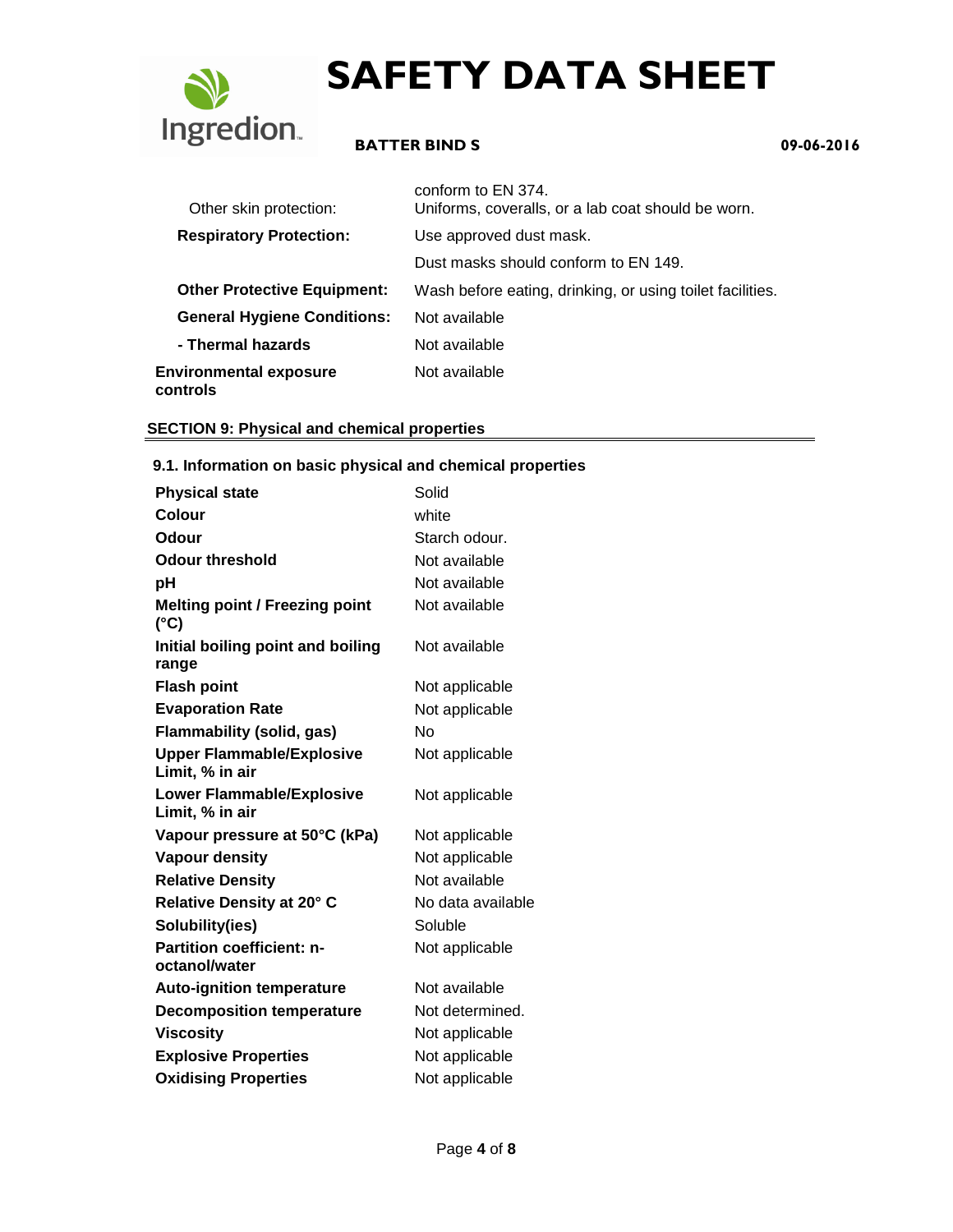| | |
|---|---|
| | conform to EN 374. |
| Other skin protection: | Uniforms, coveralls, or a lab coat should be worn. |
| **Respiratory Protection:** | Use approved dust mask. |
| | Dust masks should conform to EN 149. |
| **Other Protective Equipment:** | Wash before eating, drinking, or using toilet facilities. |
| **General Hygiene Conditions:** | Not available |
| **- Thermal hazards** | Not available |
| **Environmental exposure controls** | Not available |

## SECTION 9: Physical and chemical properties

### 9.1. Information on basic physical and chemical properties

| | |
|---|---|
| **Physical state** | Solid |
| **Colour** | white |
| **Odour** | Starch odour. |
| **Odour threshold** | Not available |
| **pH** | Not available |
| **Melting point / Freezing point (°C)** | Not available |
| **Initial boiling point and boiling range** | Not available |
| **Flash point** | Not applicable |
| **Evaporation Rate** | Not applicable |
| **Flammability (solid, gas)** | No |
| **Upper Flammable/Explosive Limit, % in air** | Not applicable |
| **Lower Flammable/Explosive Limit, % in air** | Not applicable |
| **Vapour pressure at 50°C (kPa)** | Not applicable |
| **Vapour density** | Not applicable |
| **Relative Density** | Not available |
| **Relative Density at 20° C** | No data available |
| **Solubility(ies)** | Soluble |
| **Partition coefficient: n-octanol/water** | Not applicable |
| **Auto-ignition temperature** | Not available |
| **Decomposition temperature** | Not determined. |
| **Viscosity** | Not applicable |
| **Explosive Properties** | Not applicable |
| **Oxidising Properties** | Not applicable |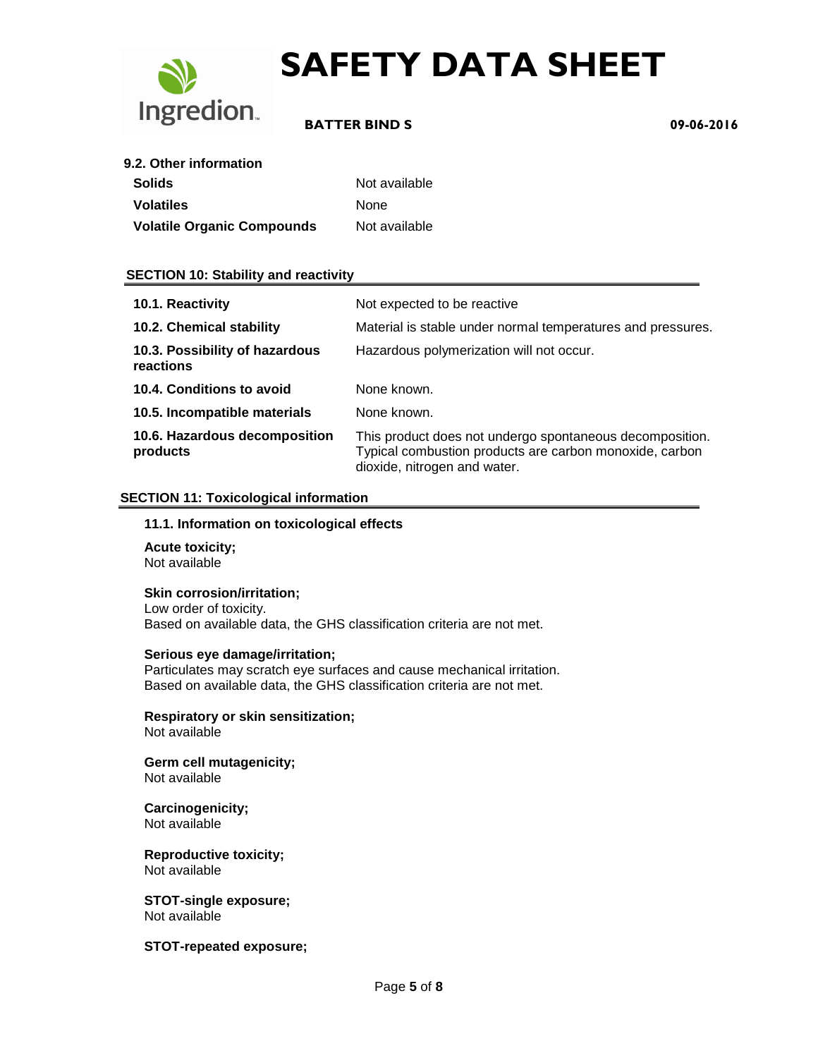### 9.2. Other information

| | |
|---|---|
| **Solids** | Not available |
| **Volatiles** | None |
| **Volatile Organic Compounds** | Not available |

## SECTION 10: Stability and reactivity

| | |
|---|---|
| **10.1. Reactivity** | Not expected to be reactive |
| **10.2. Chemical stability** | Material is stable under normal temperatures and pressures. |
| **10.3. Possibility of hazardous reactions** | Hazardous polymerization will not occur. |
| **10.4. Conditions to avoid** | None known. |
| **10.5. Incompatible materials** | None known. |
| **10.6. Hazardous decomposition products** | This product does not undergo spontaneous decomposition. Typical combustion products are carbon monoxide, carbon dioxide, nitrogen and water. |

## SECTION 11: Toxicological information

### 11.1. Information on toxicological effects

**Acute toxicity;**
Not available

**Skin corrosion/irritation;**
Low order of toxicity.
Based on available data, the GHS classification criteria are not met.

**Serious eye damage/irritation;**
Particulates may scratch eye surfaces and cause mechanical irritation.
Based on available data, the GHS classification criteria are not met.

**Respiratory or skin sensitization;**
Not available

**Germ cell mutagenicity;**
Not available

**Carcinogenicity;**
Not available

**Reproductive toxicity;**
Not available

**STOT-single exposure;**
Not available

**STOT-repeated exposure;**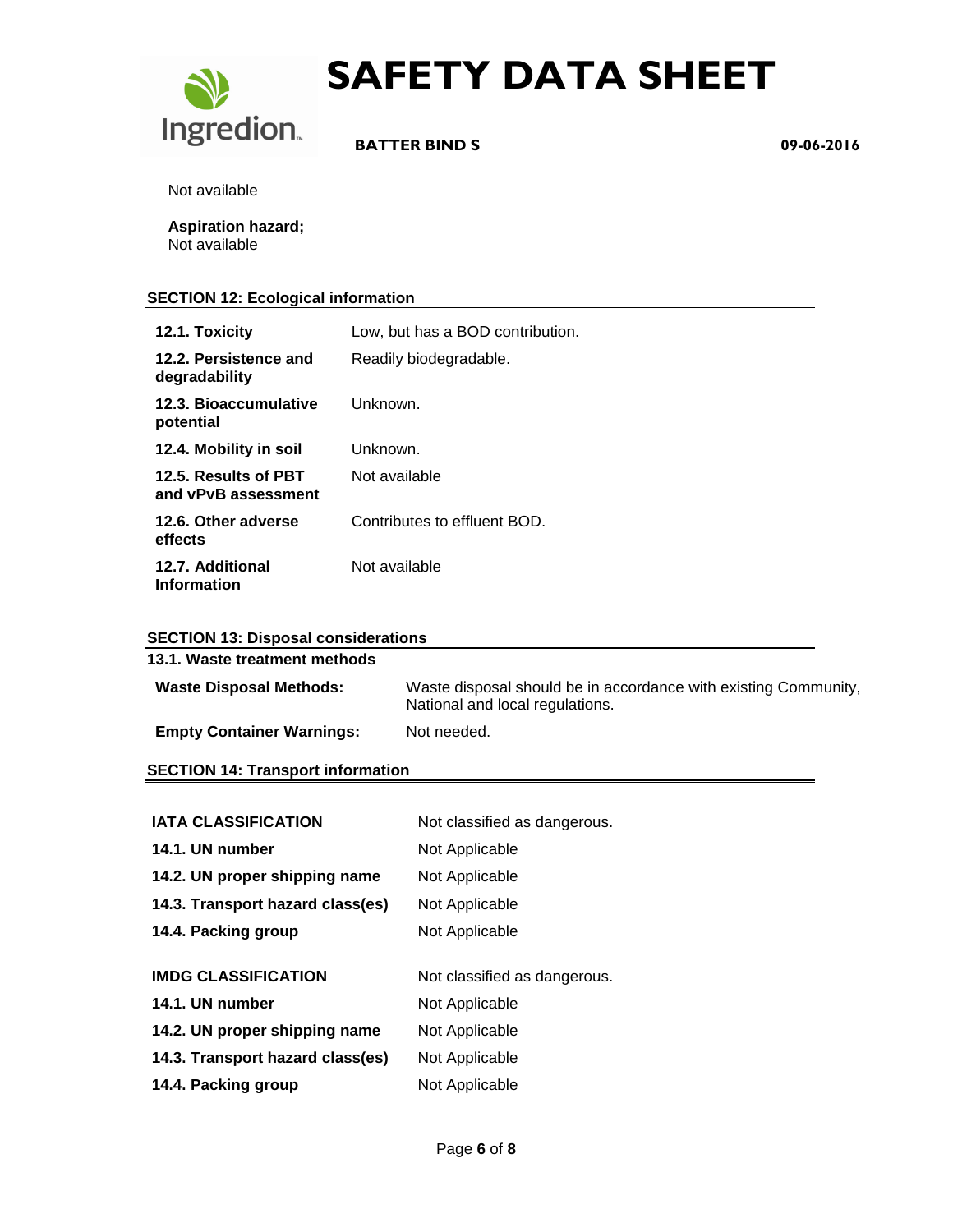Not available

**Aspiration hazard;**
Not available

## SECTION 12: Ecological information

| | |
|---|---|
| **12.1. Toxicity** | Low, but has a BOD contribution. |
| **12.2. Persistence and degradability** | Readily biodegradable. |
| **12.3. Bioaccumulative potential** | Unknown. |
| **12.4. Mobility in soil** | Unknown. |
| **12.5. Results of PBT and vPvB assessment** | Not available |
| **12.6. Other adverse effects** | Contributes to effluent BOD. |
| **12.7. Additional Information** | Not available |

## SECTION 13: Disposal considerations

**13.1. Waste treatment methods**

| | |
|---|---|
| **Waste Disposal Methods:** | Waste disposal should be in accordance with existing Community, National and local regulations. |
| **Empty Container Warnings:** | Not needed. |

## SECTION 14: Transport information

| | |
|---|---|
| **IATA CLASSIFICATION** | Not classified as dangerous. |
| **14.1. UN number** | Not Applicable |
| **14.2. UN proper shipping name** | Not Applicable |
| **14.3. Transport hazard class(es)** | Not Applicable |
| **14.4. Packing group** | Not Applicable |

| | |
|---|---|
| **IMDG CLASSIFICATION** | Not classified as dangerous. |
| **14.1. UN number** | Not Applicable |
| **14.2. UN proper shipping name** | Not Applicable |
| **14.3. Transport hazard class(es)** | Not Applicable |
| **14.4. Packing group** | Not Applicable |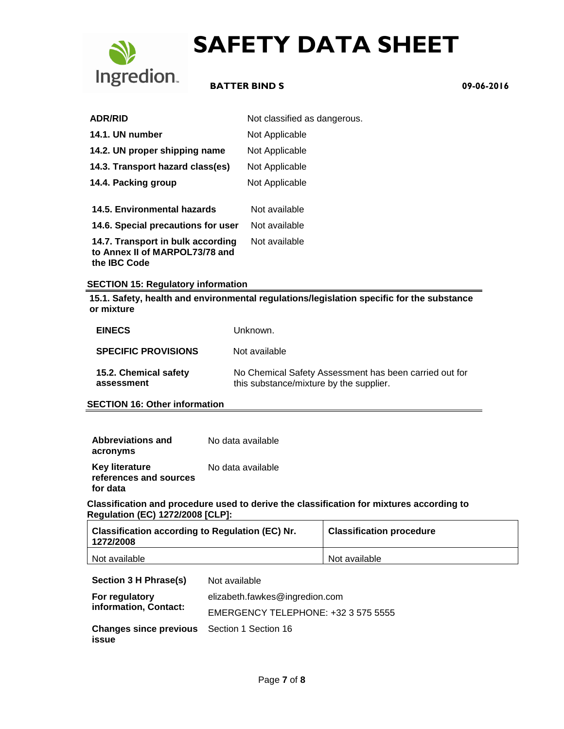| | |
|---|---|
| **ADR/RID** | Not classified as dangerous. |
| **14.1. UN number** | Not Applicable |
| **14.2. UN proper shipping name** | Not Applicable |
| **14.3. Transport hazard class(es)** | Not Applicable |
| **14.4. Packing group** | Not Applicable |
| **14.5. Environmental hazards** | Not available |
| **14.6. Special precautions for user** | Not available |
| **14.7. Transport in bulk according to Annex II of MARPOL73/78 and the IBC Code** | Not available |

## SECTION 15: Regulatory information

**15.1. Safety, health and environmental regulations/legislation specific for the substance or mixture**

| | |
|---|---|
| **EINECS** | Unknown. |
| **SPECIFIC PROVISIONS** | Not available |
| **15.2. Chemical safety assessment** | No Chemical Safety Assessment has been carried out for this substance/mixture by the supplier. |

## SECTION 16: Other information

| | |
|---|---|
| **Abbreviations and acronyms** | No data available |
| **Key literature references and sources for data** | No data available |

**Classification and procedure used to derive the classification for mixtures according to Regulation (EC) 1272/2008 [CLP]:**

| Classification according to Regulation (EC) Nr. 1272/2008 | Classification procedure |
|---|---|
| Not available | Not available |

| | |
|---|---|
| **Section 3 H Phrase(s)** | Not available |
| **For regulatory information, Contact:** | elizabeth.fawkes@ingredion.com<br>EMERGENCY TELEPHONE: +32 3 575 5555 |
| **Changes since previous issue** | Section 1 Section 16 |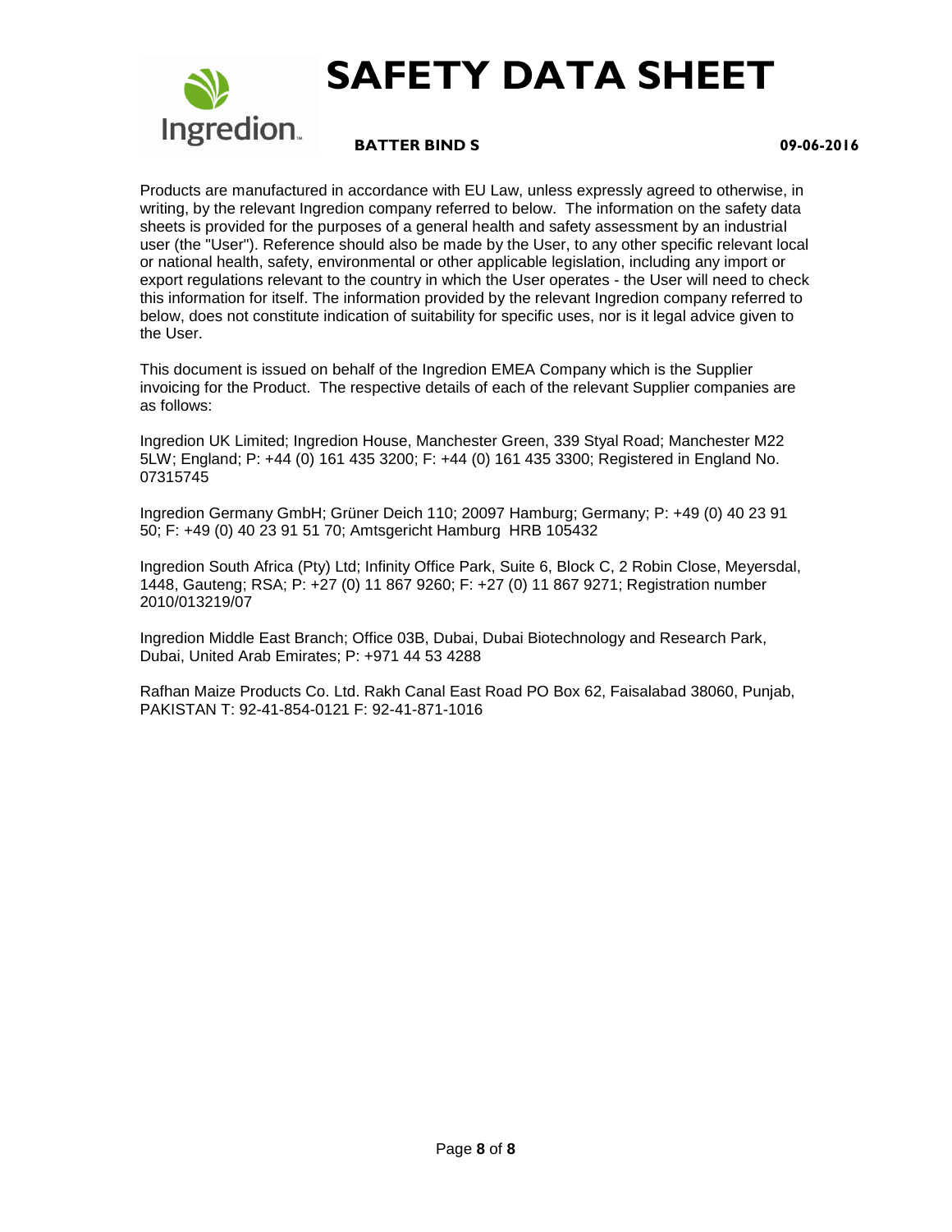Products are manufactured in accordance with EU Law, unless expressly agreed to otherwise, in writing, by the relevant Ingredion company referred to below. The information on the safety data sheets is provided for the purposes of a general health and safety assessment by an industrial user (the "User"). Reference should also be made by the User, to any other specific relevant local or national health, safety, environmental or other applicable legislation, including any import or export regulations relevant to the country in which the User operates - the User will need to check this information for itself. The information provided by the relevant Ingredion company referred to below, does not constitute indication of suitability for specific uses, nor is it legal advice given to the User.

This document is issued on behalf of the Ingredion EMEA Company which is the Supplier invoicing for the Product. The respective details of each of the relevant Supplier companies are as follows:

Ingredion UK Limited; Ingredion House, Manchester Green, 339 Styal Road; Manchester M22 5LW; England; P: +44 (0) 161 435 3200; F: +44 (0) 161 435 3300; Registered in England No. 07315745

Ingredion Germany GmbH; Grüner Deich 110; 20097 Hamburg; Germany; P: +49 (0) 40 23 91 50; F: +49 (0) 40 23 91 51 70; Amtsgericht Hamburg HRB 105432

Ingredion South Africa (Pty) Ltd; Infinity Office Park, Suite 6, Block C, 2 Robin Close, Meyersdal, 1448, Gauteng; RSA; P: +27 (0) 11 867 9260; F: +27 (0) 11 867 9271; Registration number 2010/013219/07

Ingredion Middle East Branch; Office 03B, Dubai, Dubai Biotechnology and Research Park, Dubai, United Arab Emirates; P: +971 44 53 4288

Rafhan Maize Products Co. Ltd. Rakh Canal East Road PO Box 62, Faisalabad 38060, Punjab, PAKISTAN T: 92-41-854-0121 F: 92-41-871-1016